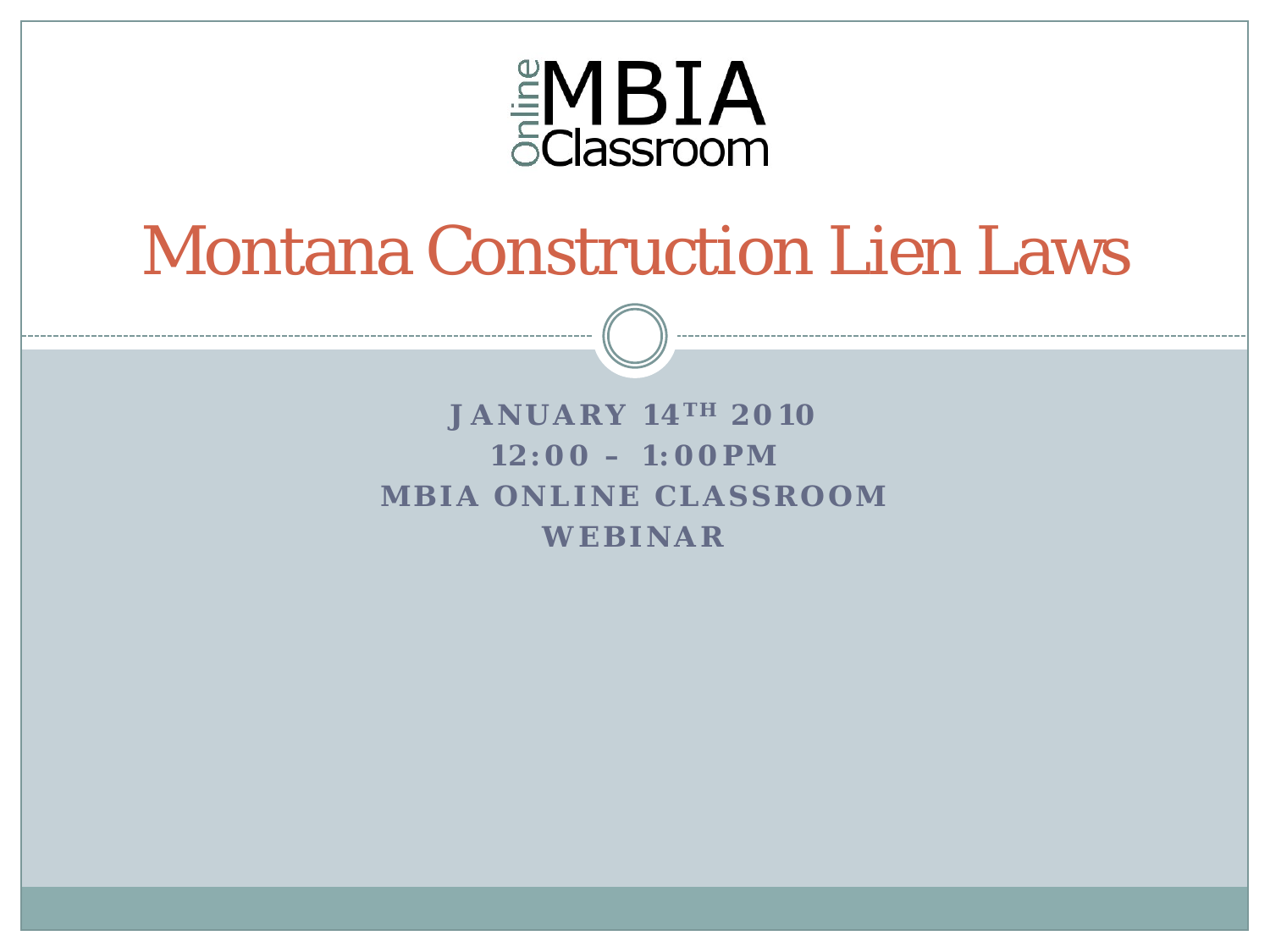Online MBIA Classroom

# Montana Construction Lien Laws

**JANUARY 14TH 2010**
**12:00 - 1:00PM**
**MBIA ONLINE CLASSROOM**
**WEBINAR**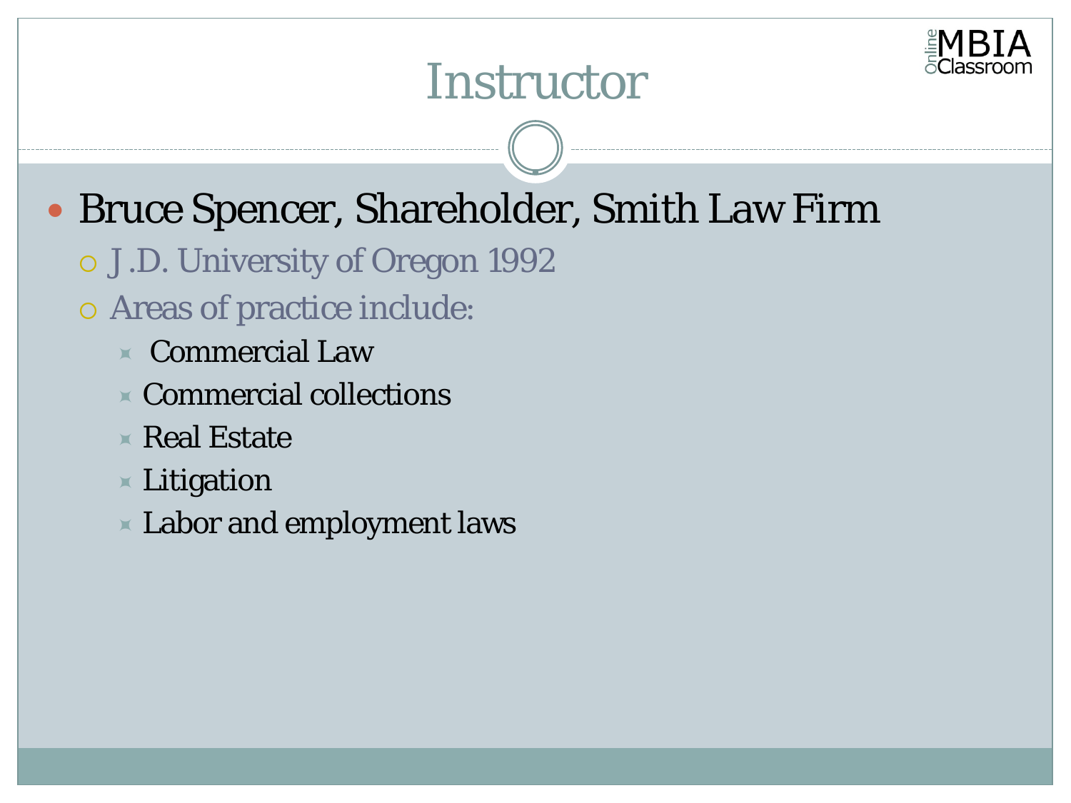# Instructor

- Bruce Spencer, Shareholder, Smith Law Firm
  - J.D. University of Oregon 1992
  - Areas of practice include:
    - Commercial Law
    - Commercial collections
    - Real Estate
    - Litigation
    - Labor and employment laws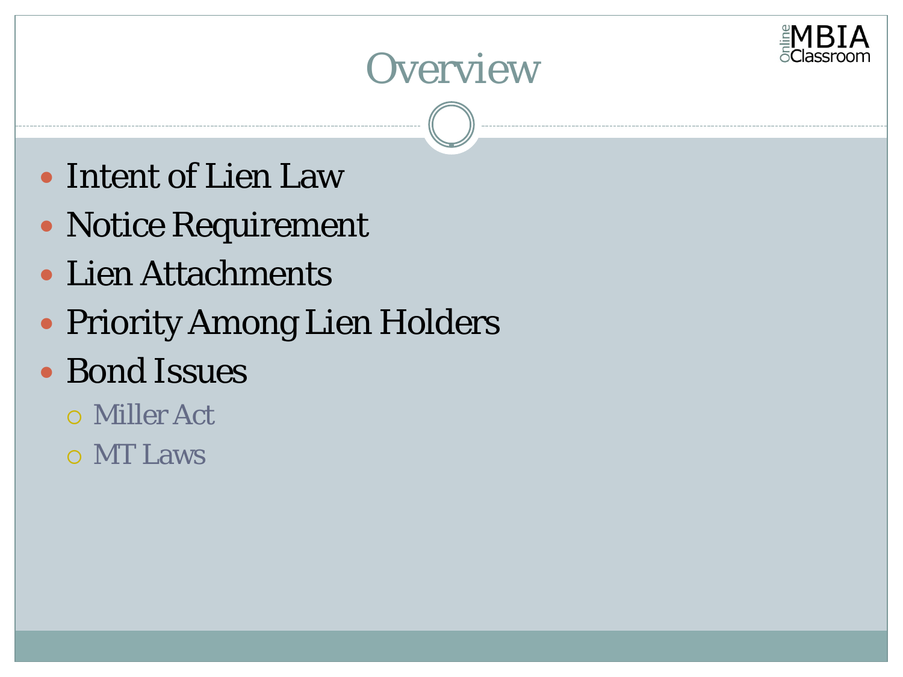# Overview

- Intent of Lien Law
- Notice Requirement
- Lien Attachments
- Priority Among Lien Holders
- Bond Issues
  - Miller Act
  - MT Laws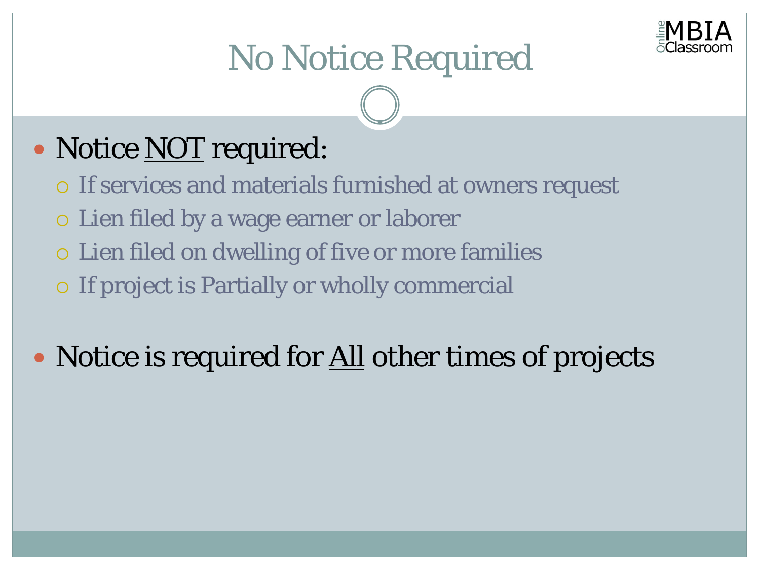# No Notice Required

- Notice <u>NOT</u> required:
  - If services and materials furnished at owners request
  - Lien filed by a wage earner or laborer
  - Lien filed on dwelling of five or more families
  - If project is Partially or wholly commercial

- Notice is required for <u>All</u> other times of projects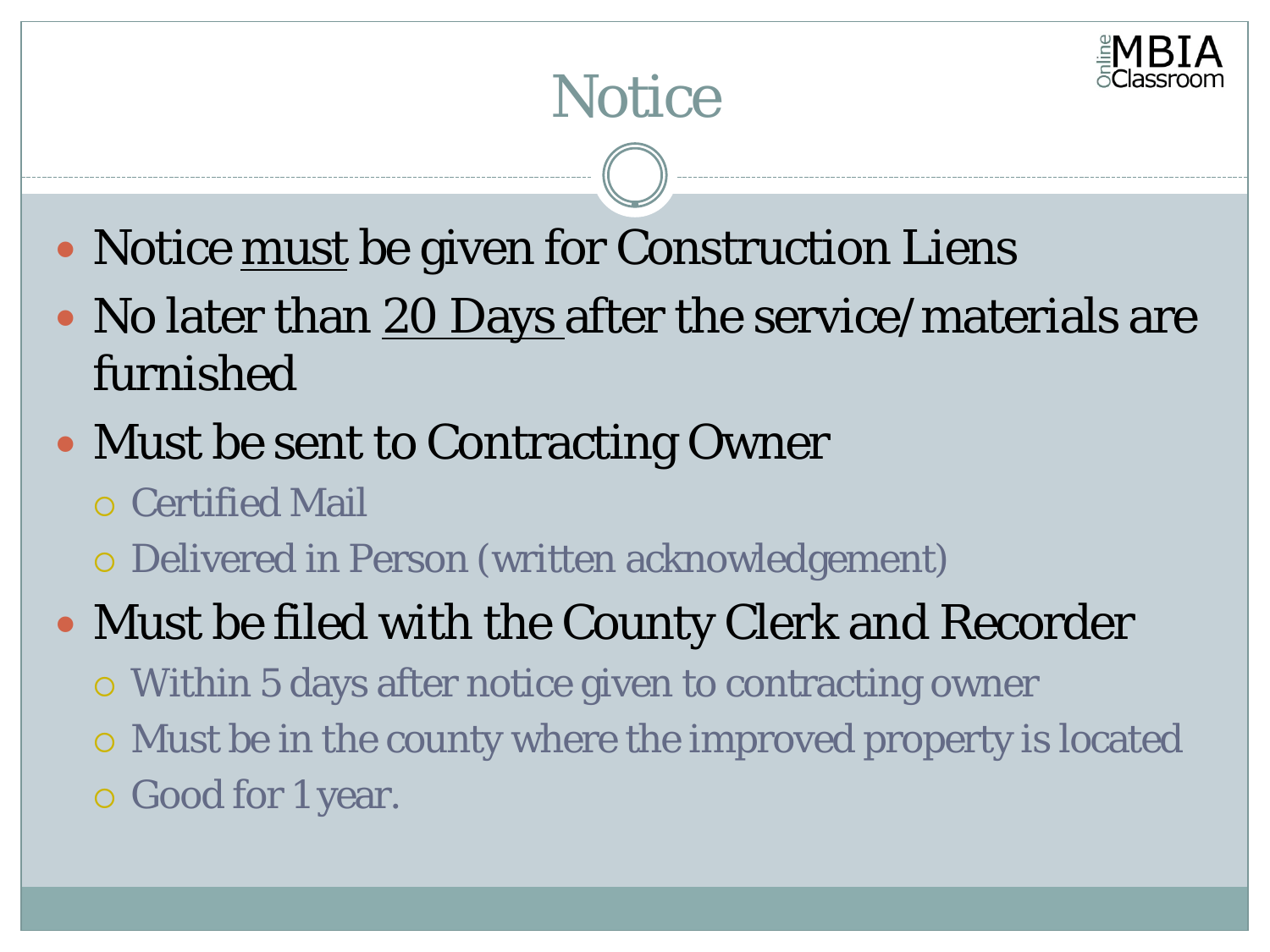# Notice

- Notice <u>must</u> be given for Construction Liens
- No later than <u>20 Days</u> after the service/materials are furnished
- Must be sent to Contracting Owner
  - Certified Mail
  - Delivered in Person (written acknowledgement)
- Must be filed with the County Clerk and Recorder
  - Within 5 days after notice given to contracting owner
  - Must be in the county where the improved property is located
  - Good for 1 year.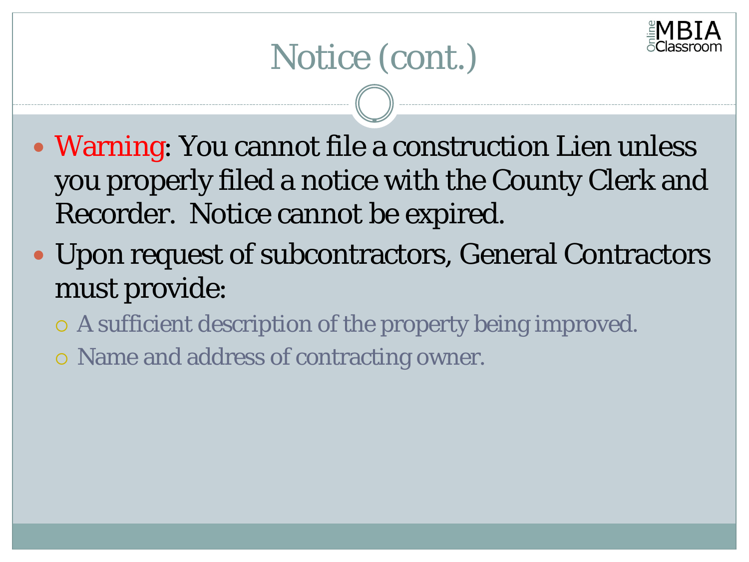# Notice (cont.)

- Warning: You cannot file a construction Lien unless you properly filed a notice with the County Clerk and Recorder. Notice cannot be expired.
- Upon request of subcontractors, General Contractors must provide:
  - A sufficient description of the property being improved.
  - Name and address of contracting owner.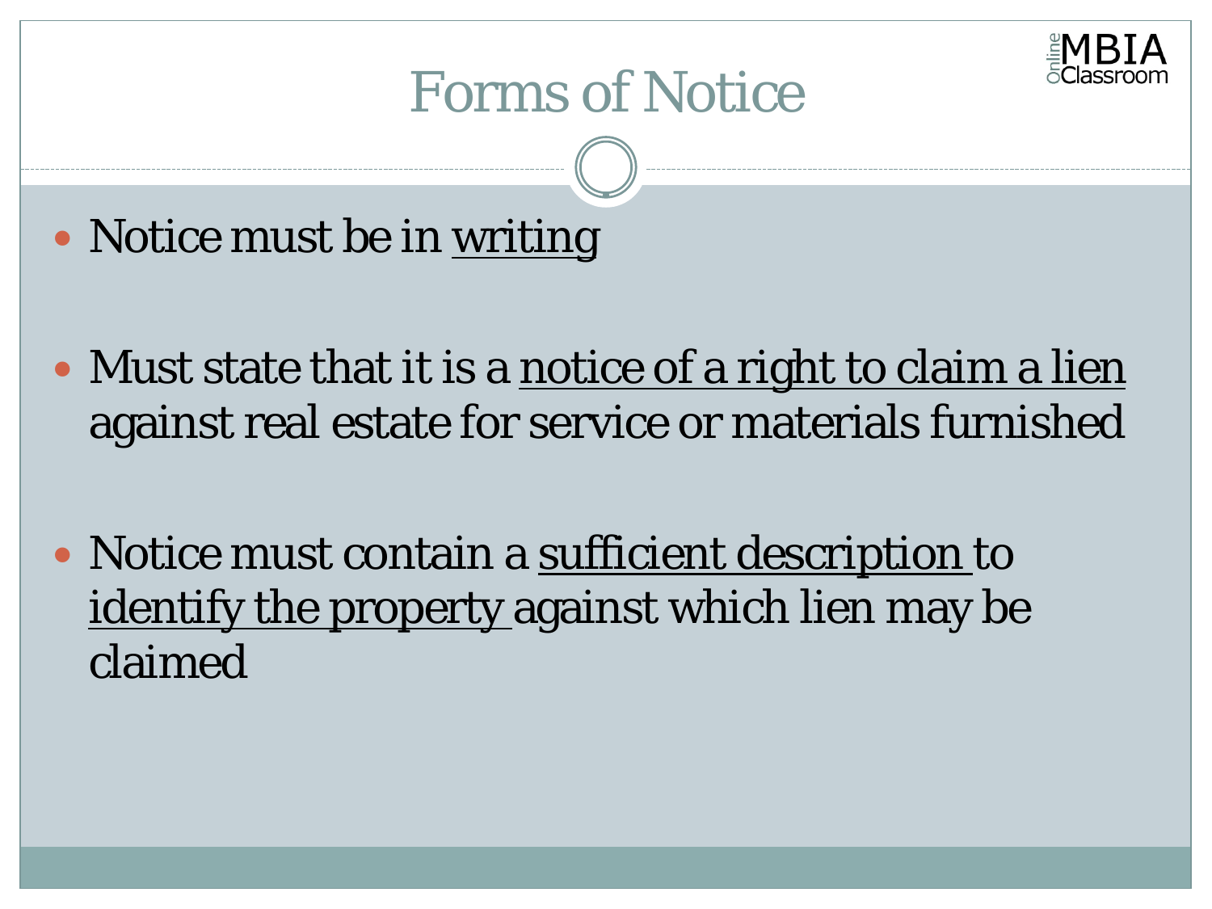# Forms of Notice

- Notice must be in writing
- Must state that it is a notice of a right to claim a lien against real estate for service or materials furnished
- Notice must contain a sufficient description to identify the property against which lien may be claimed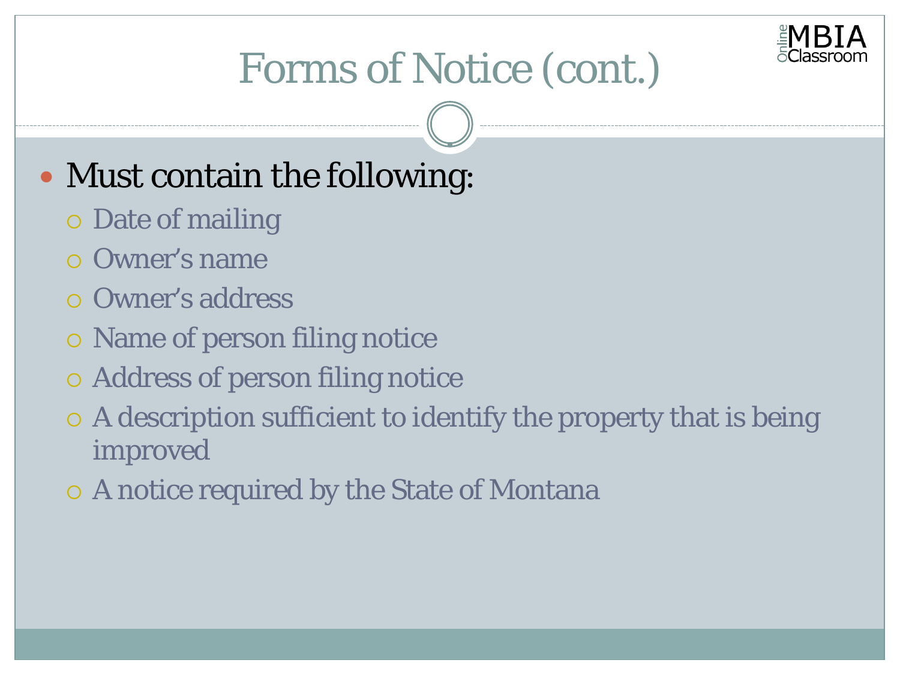# Forms of Notice (cont.)

- Must contain the following:
  - Date of mailing
  - Owner's name
  - Owner's address
  - Name of person filing notice
  - Address of person filing notice
  - A description sufficient to identify the property that is being improved
  - A notice required by the State of Montana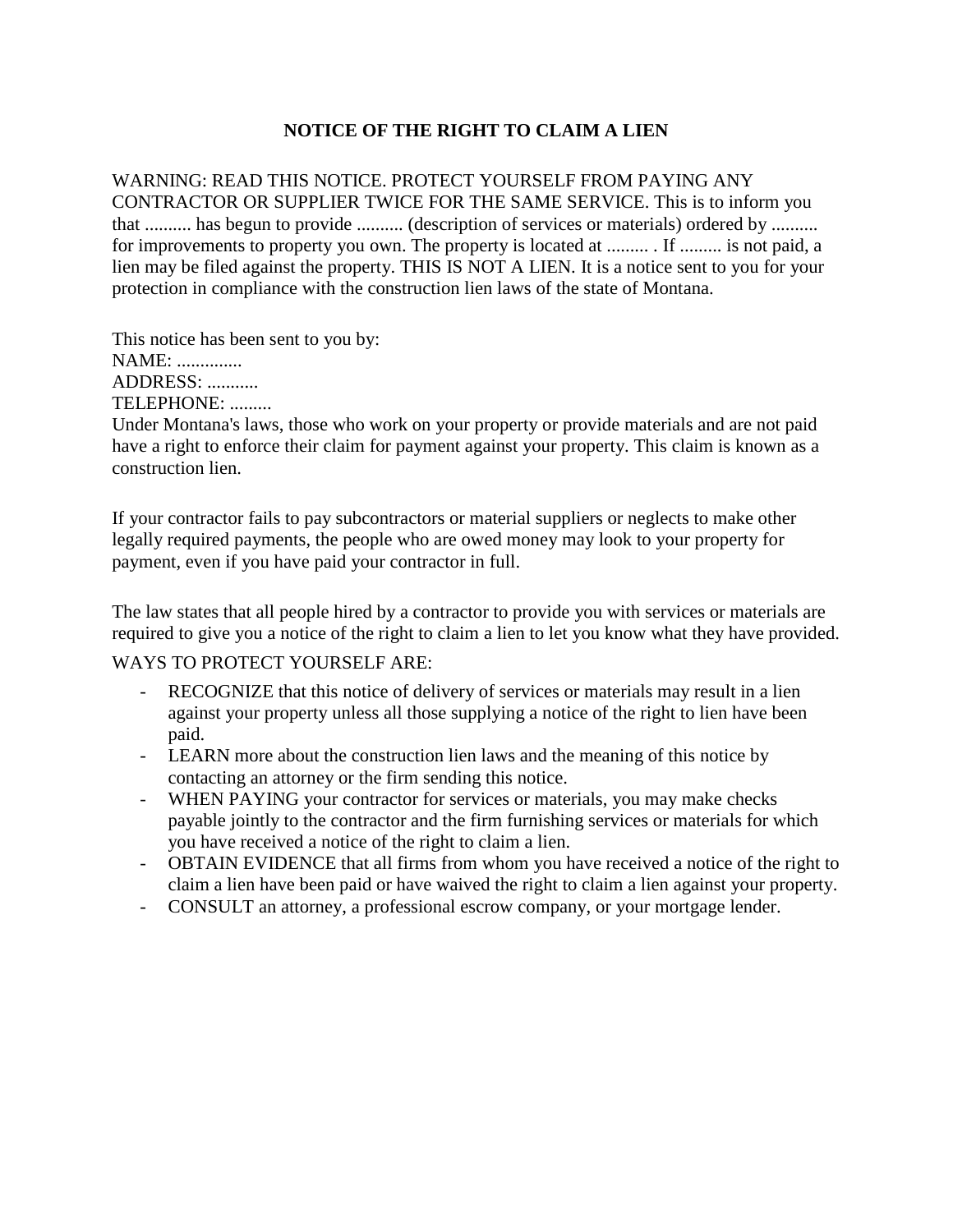# NOTICE OF THE RIGHT TO CLAIM A LIEN

WARNING: READ THIS NOTICE. PROTECT YOURSELF FROM PAYING ANY CONTRACTOR OR SUPPLIER TWICE FOR THE SAME SERVICE. This is to inform you that .......... has begun to provide .......... (description of services or materials) ordered by .......... for improvements to property you own. The property is located at ......... . If ......... is not paid, a lien may be filed against the property. THIS IS NOT A LIEN. It is a notice sent to you for your protection in compliance with the construction lien laws of the state of Montana.

This notice has been sent to you by:
NAME: ..............
ADDRESS: ...........
TELEPHONE: .........
Under Montana's laws, those who work on your property or provide materials and are not paid have a right to enforce their claim for payment against your property. This claim is known as a construction lien.

If your contractor fails to pay subcontractors or material suppliers or neglects to make other legally required payments, the people who are owed money may look to your property for payment, even if you have paid your contractor in full.

The law states that all people hired by a contractor to provide you with services or materials are required to give you a notice of the right to claim a lien to let you know what they have provided.

WAYS TO PROTECT YOURSELF ARE:

- RECOGNIZE that this notice of delivery of services or materials may result in a lien against your property unless all those supplying a notice of the right to lien have been paid.
- LEARN more about the construction lien laws and the meaning of this notice by contacting an attorney or the firm sending this notice.
- WHEN PAYING your contractor for services or materials, you may make checks payable jointly to the contractor and the firm furnishing services or materials for which you have received a notice of the right to claim a lien.
- OBTAIN EVIDENCE that all firms from whom you have received a notice of the right to claim a lien have been paid or have waived the right to claim a lien against your property.
- CONSULT an attorney, a professional escrow company, or your mortgage lender.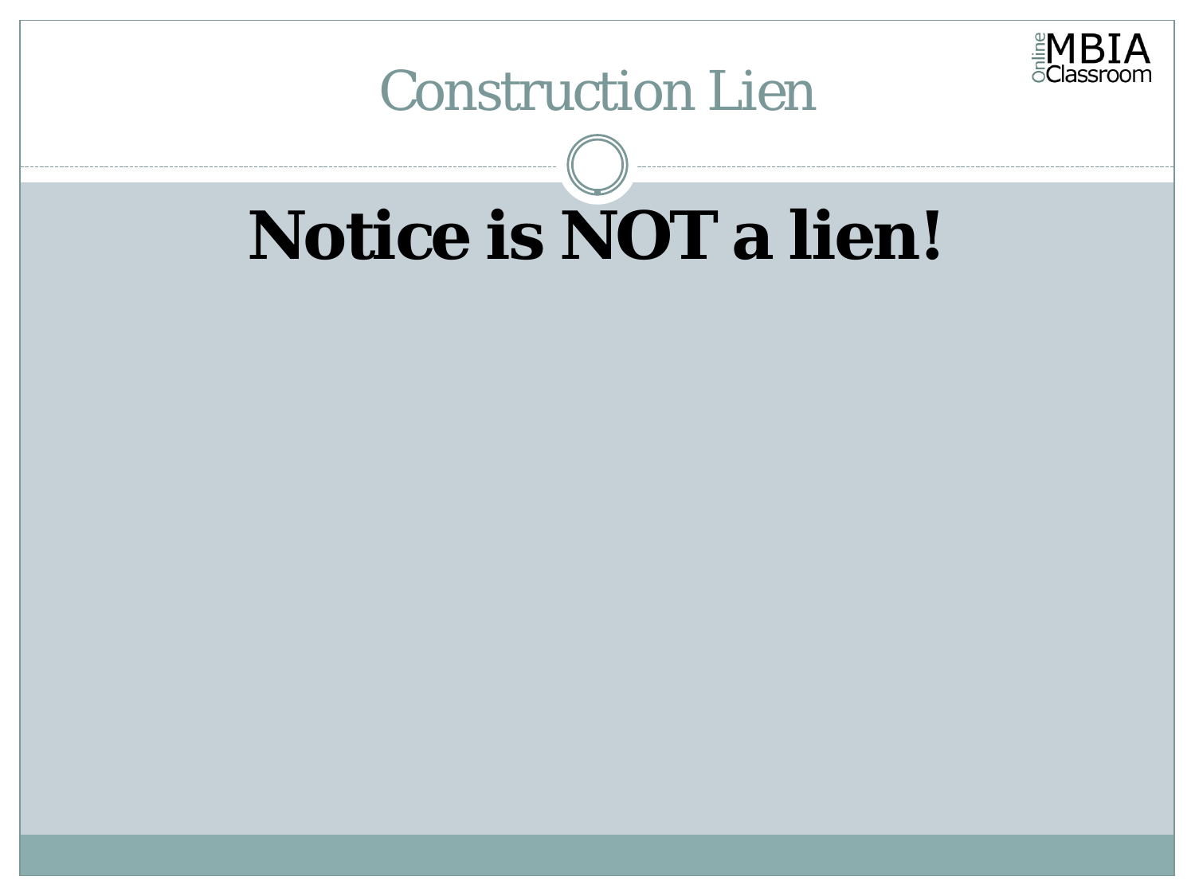# Construction Lien

## Notice is NOT a lien!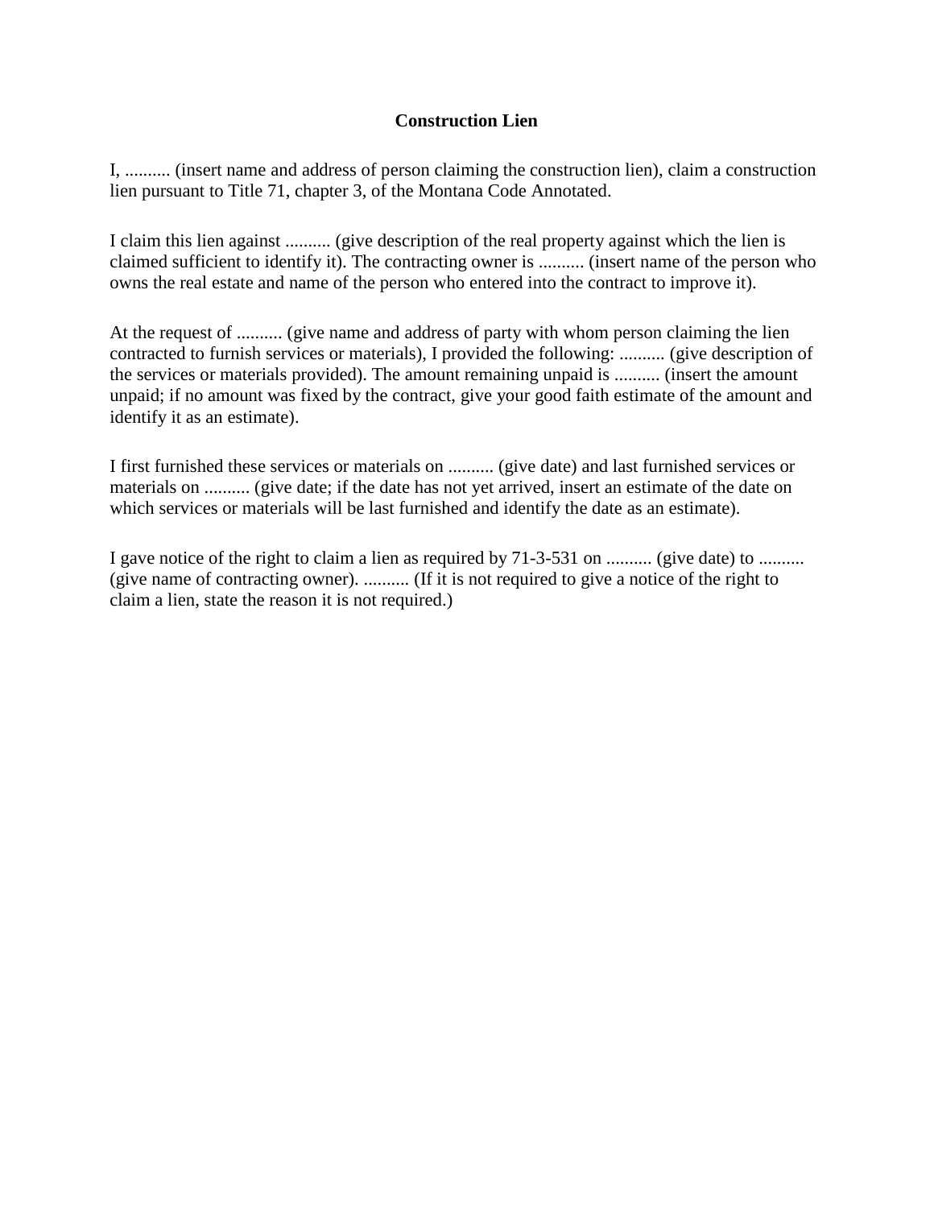**Construction Lien**

I, .......... (insert name and address of person claiming the construction lien), claim a construction lien pursuant to Title 71, chapter 3, of the Montana Code Annotated.

I claim this lien against .......... (give description of the real property against which the lien is claimed sufficient to identify it). The contracting owner is .......... (insert name of the person who owns the real estate and name of the person who entered into the contract to improve it).

At the request of .......... (give name and address of party with whom person claiming the lien contracted to furnish services or materials), I provided the following: .......... (give description of the services or materials provided). The amount remaining unpaid is .......... (insert the amount unpaid; if no amount was fixed by the contract, give your good faith estimate of the amount and identify it as an estimate).

I first furnished these services or materials on .......... (give date) and last furnished services or materials on .......... (give date; if the date has not yet arrived, insert an estimate of the date on which services or materials will be last furnished and identify the date as an estimate).

I gave notice of the right to claim a lien as required by 71-3-531 on .......... (give date) to .......... (give name of contracting owner). .......... (If it is not required to give a notice of the right to claim a lien, state the reason it is not required.)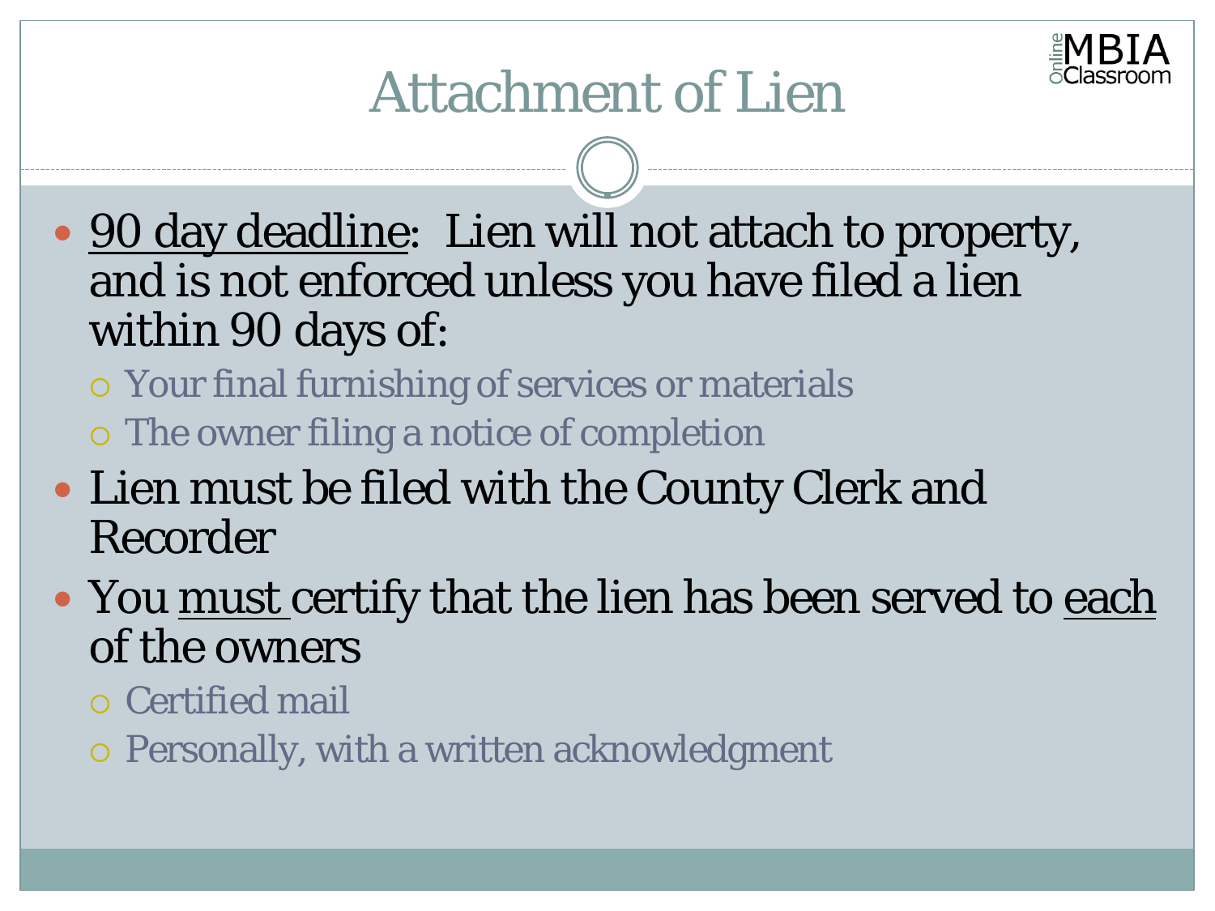# Attachment of Lien

- 90 day deadline: Lien will not attach to property, and is not enforced unless you have filed a lien within 90 days of:
  - Your final furnishing of services or materials
  - The owner filing a notice of completion
- Lien must be filed with the County Clerk and Recorder
- You must certify that the lien has been served to each of the owners
  - Certified mail
  - Personally, with a written acknowledgment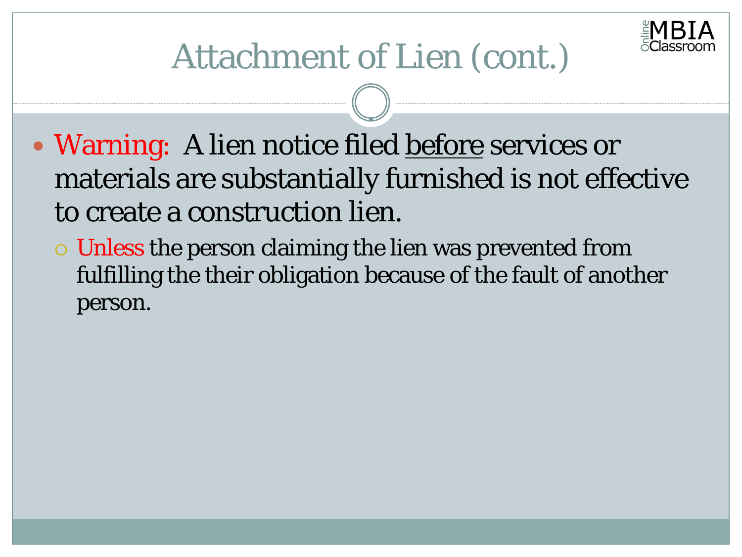# Attachment of Lien (cont.)

- Warning: A lien notice filed <u>before</u> services or materials are substantially furnished is not effective to create a construction lien.
  - Unless the person claiming the lien was prevented from fulfilling the their obligation because of the fault of another person.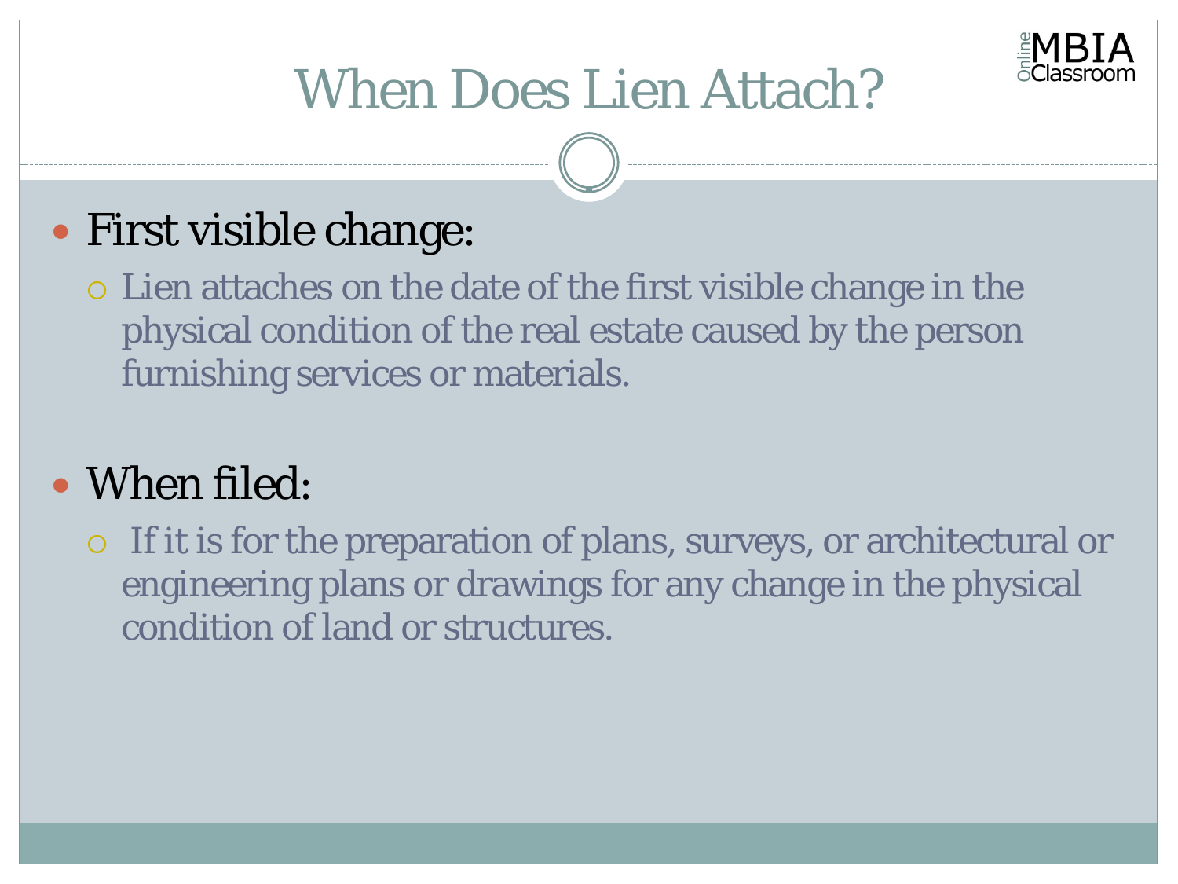# When Does Lien Attach?

- First visible change:
  - Lien attaches on the date of the first visible change in the physical condition of the real estate caused by the person furnishing services or materials.

- When filed:
  - If it is for the preparation of plans, surveys, or architectural or engineering plans or drawings for any change in the physical condition of land or structures.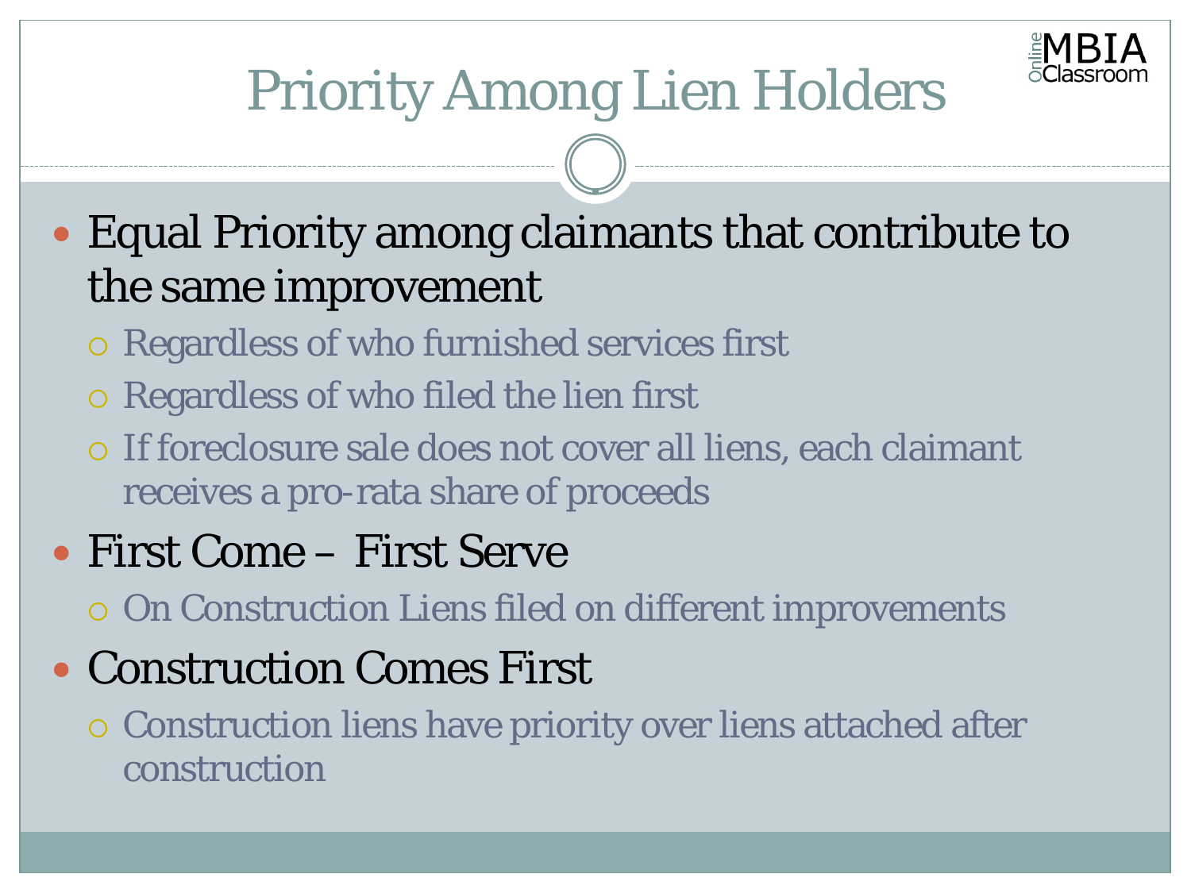# Priority Among Lien Holders

- Equal Priority among claimants that contribute to the same improvement
  - Regardless of who furnished services first
  - Regardless of who filed the lien first
  - If foreclosure sale does not cover all liens, each claimant receives a pro-rata share of proceeds
- First Come – First Serve
  - On Construction Liens filed on different improvements
- Construction Comes First
  - Construction liens have priority over liens attached after construction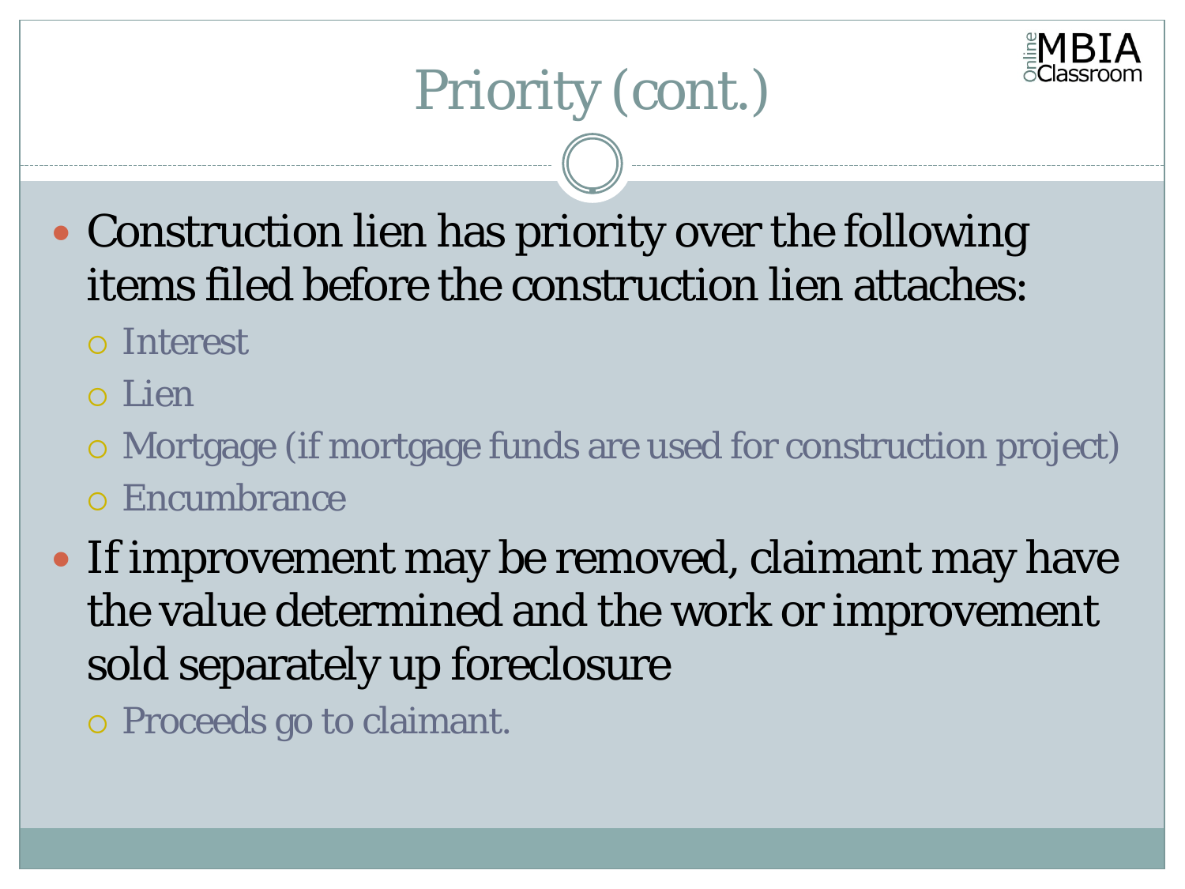# Priority (cont.)

- Construction lien has priority over the following items filed before the construction lien attaches:
  - Interest
  - Lien
  - Mortgage (if mortgage funds are used for construction project)
  - Encumbrance
- If improvement may be removed, claimant may have the value determined and the work or improvement sold separately up foreclosure
  - Proceeds go to claimant.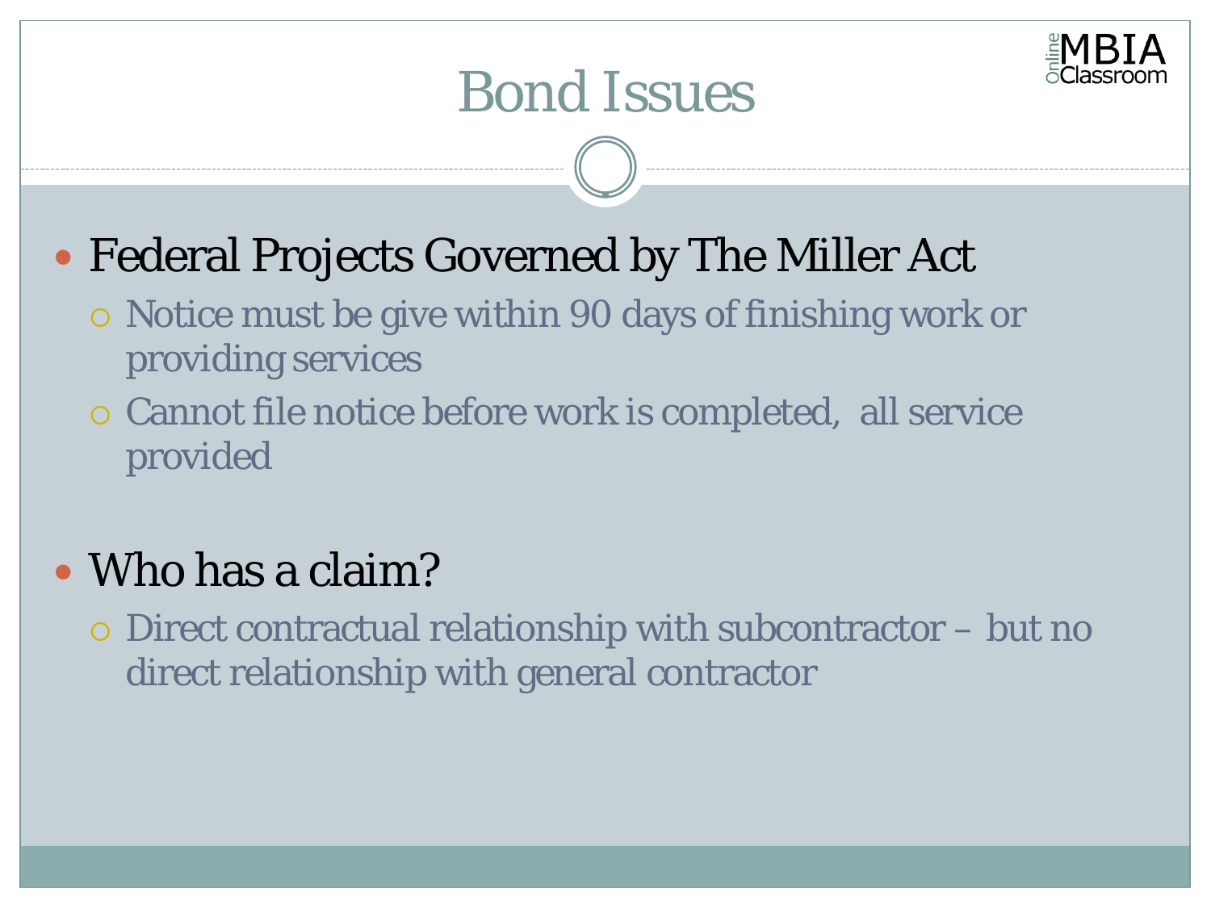# Bond Issues

- Federal Projects Governed by The Miller Act
  - Notice must be give within 90 days of finishing work or providing services
  - Cannot file notice before work is completed,  all service provided

- Who has a claim?
  - Direct contractual relationship with subcontractor – but no direct relationship with general contractor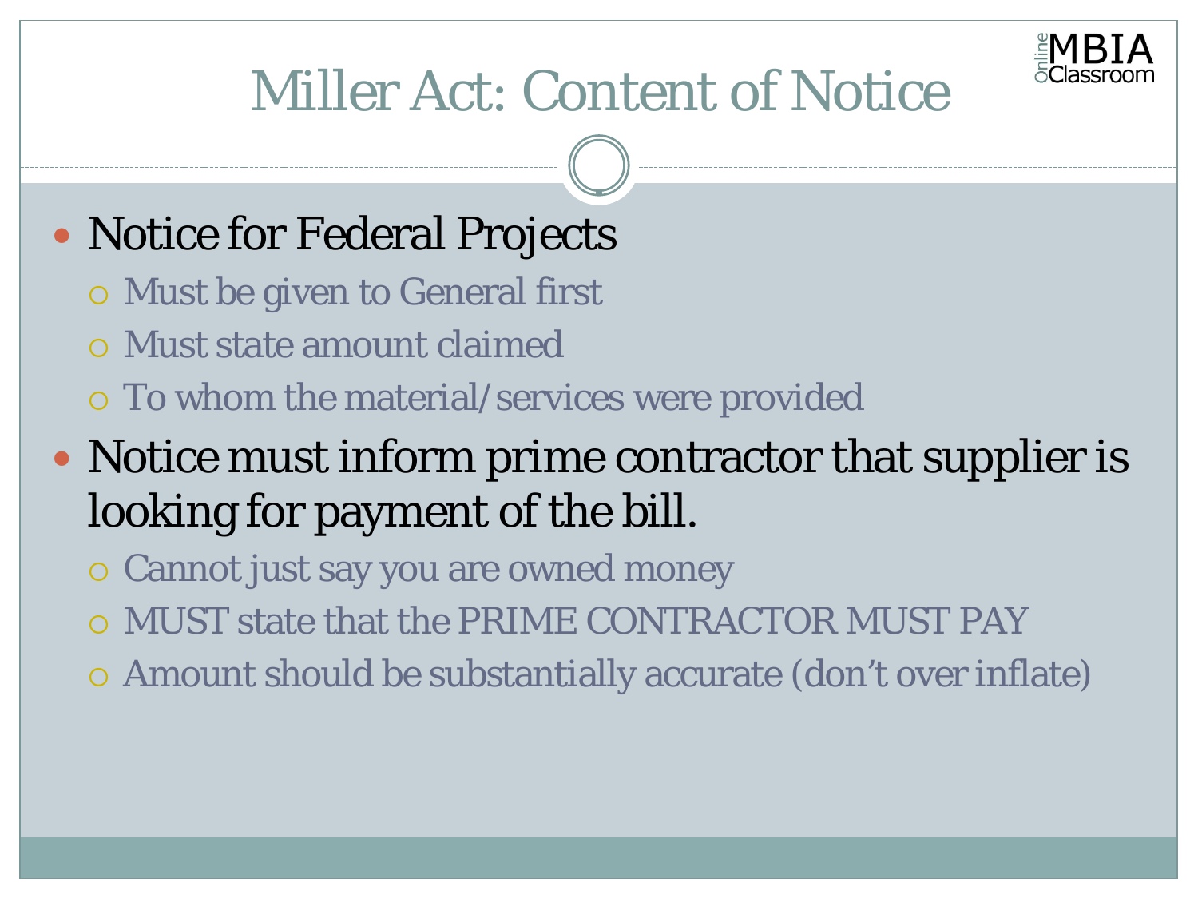# Miller Act: Content of Notice

- Notice for Federal Projects
  - Must be given to General first
  - Must state amount claimed
  - To whom the material/services were provided
- Notice must inform prime contractor that supplier is looking for payment of the bill.
  - Cannot just say you are owned money
  - MUST state that the PRIME CONTRACTOR MUST PAY
  - Amount should be substantially accurate (don't over inflate)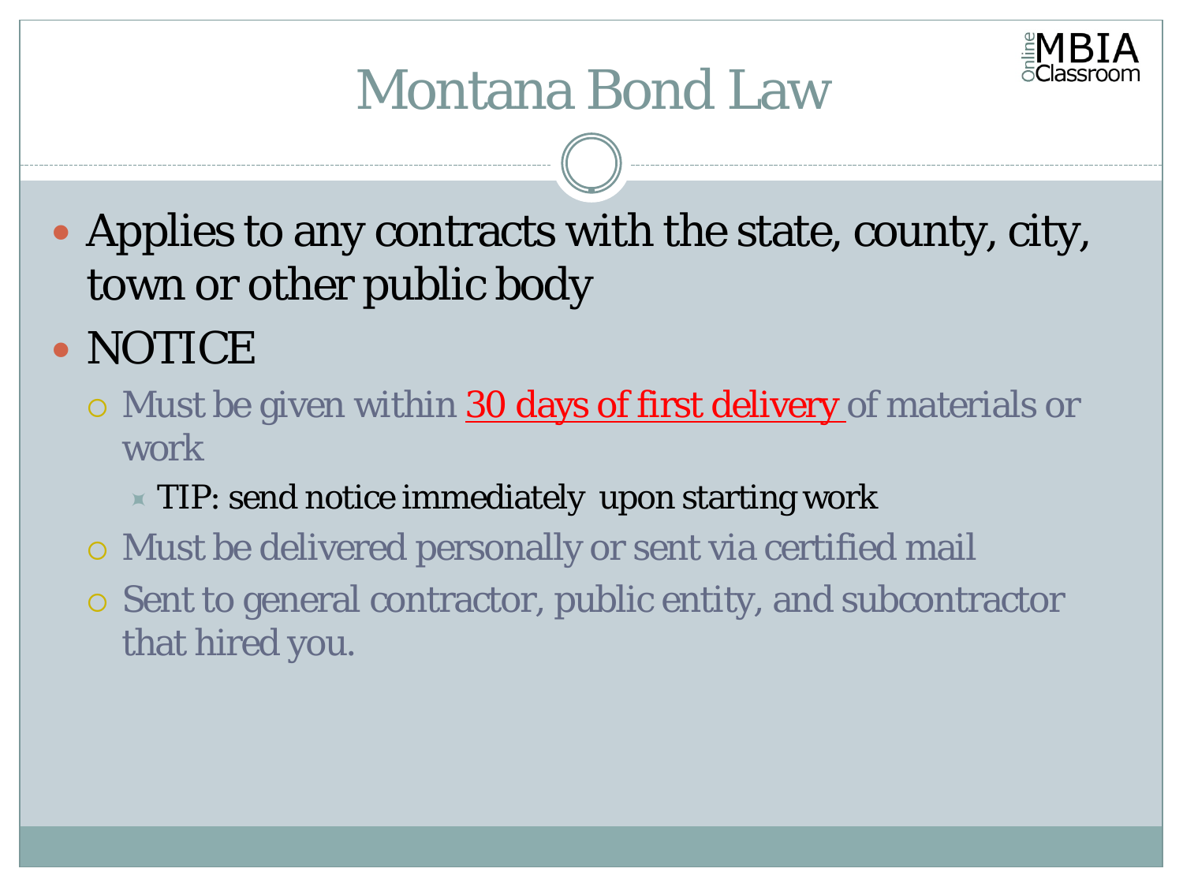# Montana Bond Law

- Applies to any contracts with the state, county, city, town or other public body
- NOTICE
  - Must be given within 30 days of first delivery of materials or work
    - TIP: send notice immediately upon starting work
  - Must be delivered personally or sent via certified mail
  - Sent to general contractor, public entity, and subcontractor that hired you.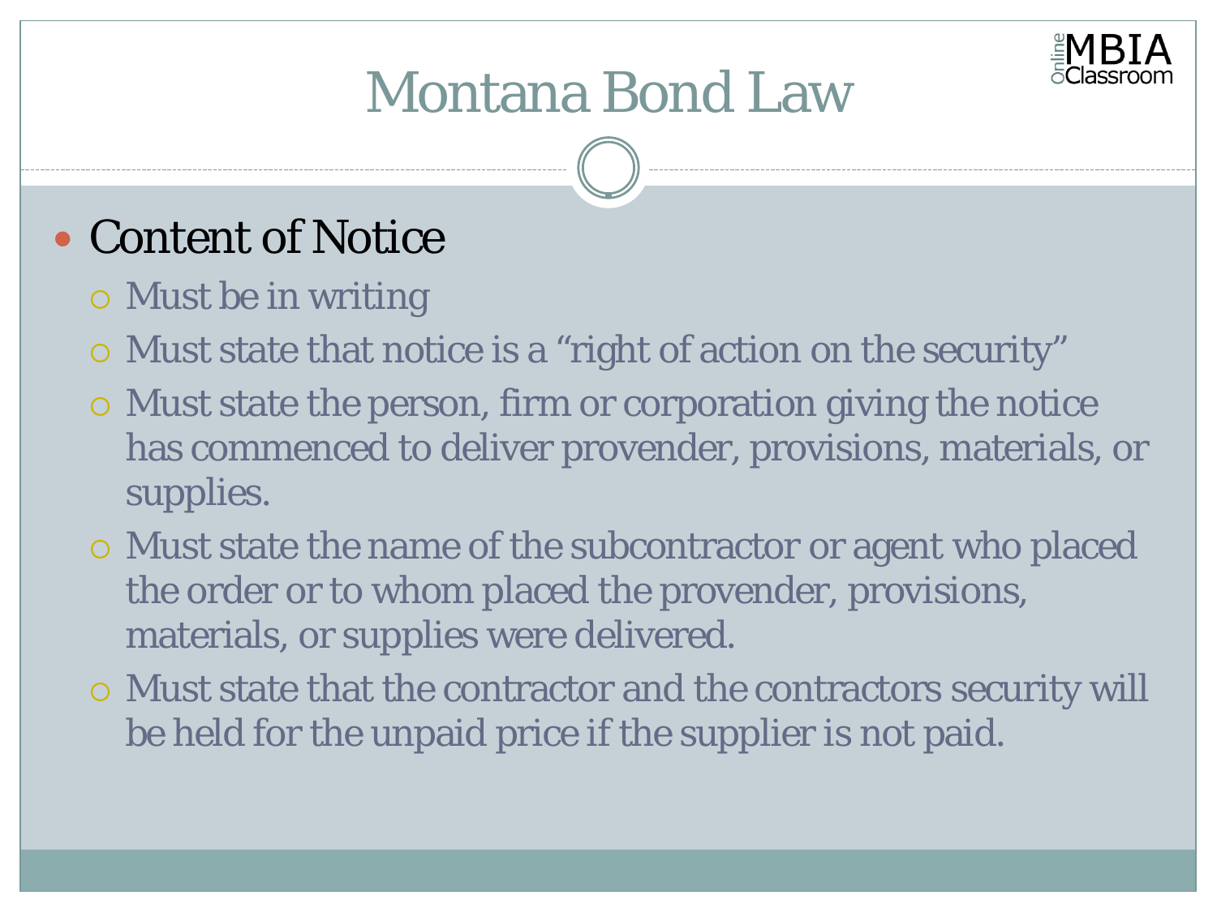# Montana Bond Law

- Content of Notice
  - Must be in writing
  - Must state that notice is a "right of action on the security"
  - Must state the person, firm or corporation giving the notice has commenced to deliver provender, provisions, materials, or supplies.
  - Must state the name of the subcontractor or agent who placed the order or to whom placed the provender, provisions, materials, or supplies were delivered.
  - Must state that the contractor and the contractors security will be held for the unpaid price if the supplier is not paid.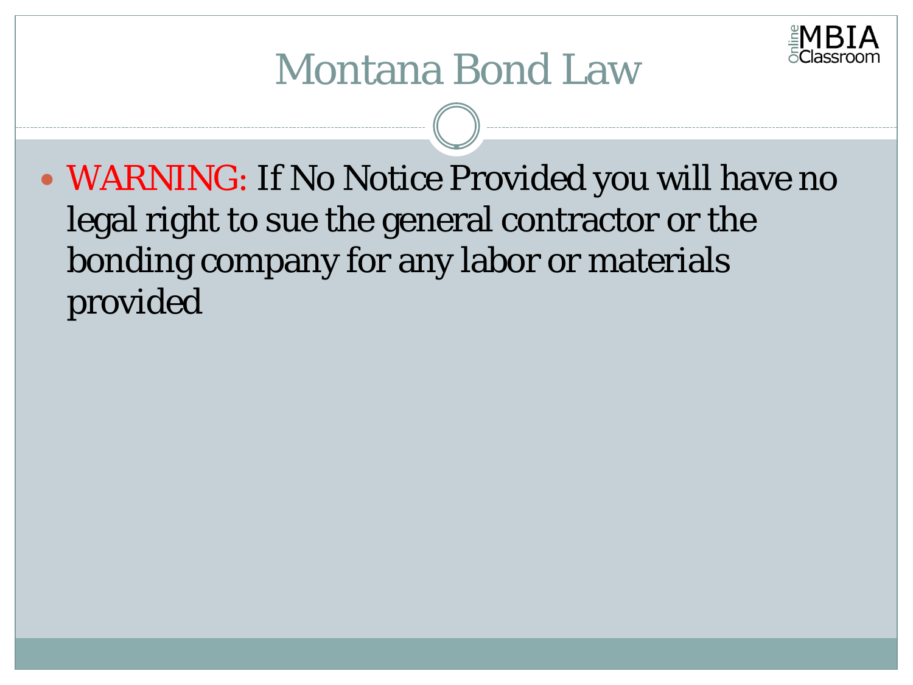# Montana Bond Law

- WARNING: If No Notice Provided you will have no legal right to sue the general contractor or the bonding company for any labor or materials provided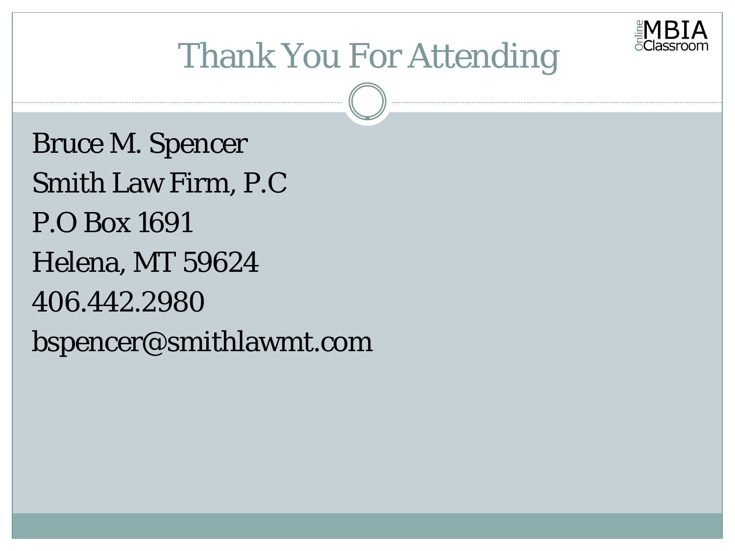# Thank You For Attending

Bruce M. Spencer

Smith Law Firm, P.C

P.O Box 1691

Helena, MT 59624

406.442.2980

bspencer@smithlawmt.com